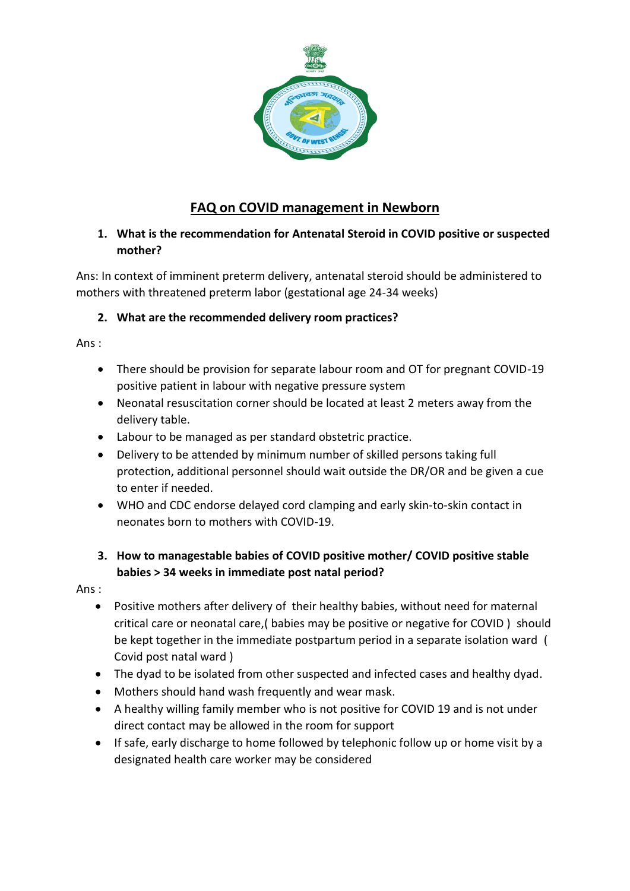# FAQ on COVID management in Newborn

1. **What is the recommendation for Antenatal Steroid in COVID positive or suspected mother?**

Ans: In context of imminent preterm delivery, antenatal steroid should be administered to mothers with threatened preterm labor (gestational age 24-34 weeks)

2. **What are the recommended delivery room practices?**

Ans :

- There should be provision for separate labour room and OT for pregnant COVID-19 positive patient in labour with negative pressure system
- Neonatal resuscitation corner should be located at least 2 meters away from the delivery table.
- Labour to be managed as per standard obstetric practice.
- Delivery to be attended by minimum number of skilled persons taking full protection, additional personnel should wait outside the DR/OR and be given a cue to enter if needed.
- WHO and CDC endorse delayed cord clamping and early skin-to-skin contact in neonates born to mothers with COVID-19.

3. **How to managestable babies of COVID positive mother/ COVID positive stable babies > 34 weeks in immediate post natal period?**

Ans :

- Positive mothers after delivery of their healthy babies, without need for maternal critical care or neonatal care,( babies may be positive or negative for COVID ) should be kept together in the immediate postpartum period in a separate isolation ward ( Covid post natal ward )
- The dyad to be isolated from other suspected and infected cases and healthy dyad.
- Mothers should hand wash frequently and wear mask.
- A healthy willing family member who is not positive for COVID 19 and is not under direct contact may be allowed in the room for support
- If safe, early discharge to home followed by telephonic follow up or home visit by a designated health care worker may be considered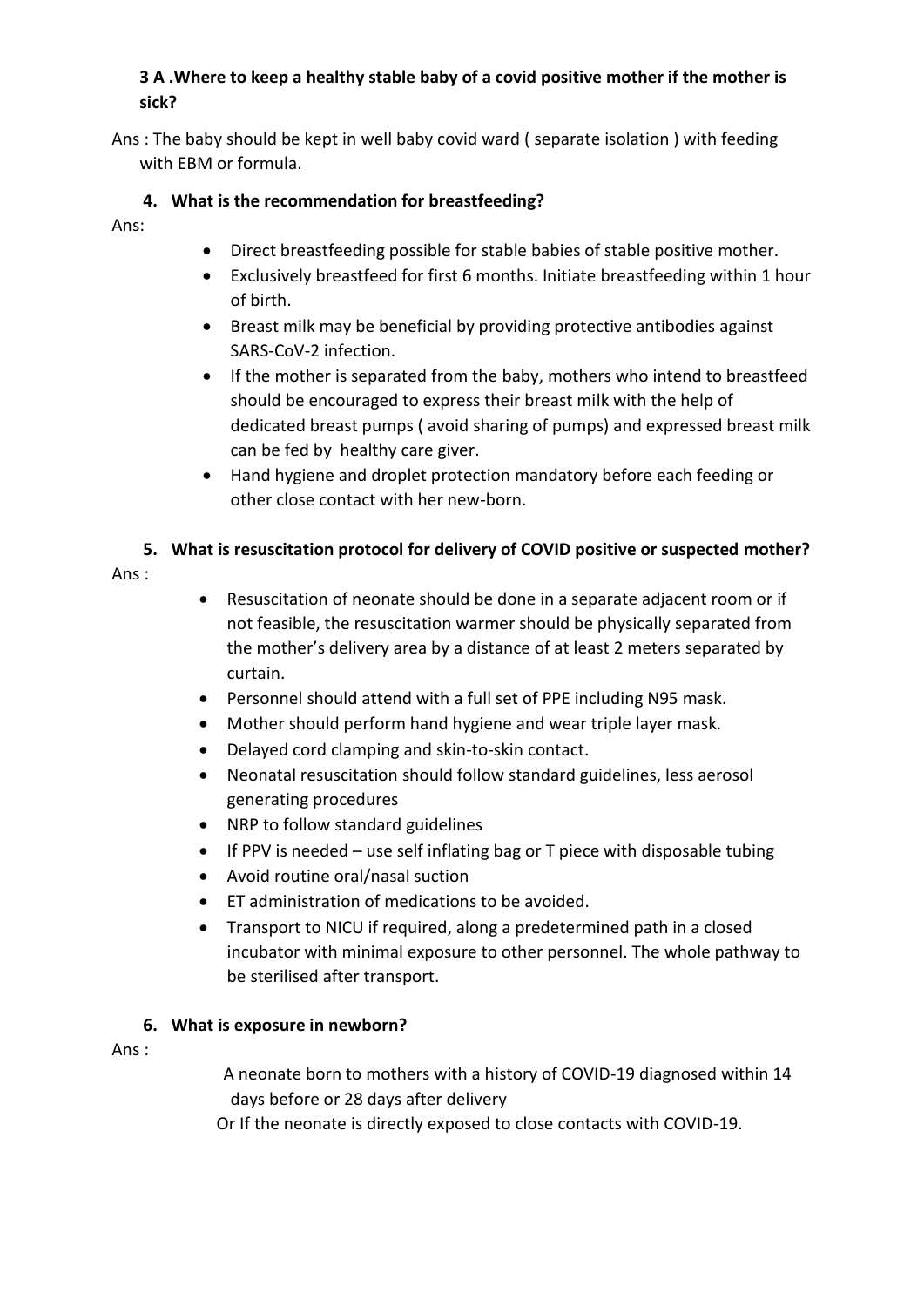**3 A .Where to keep a healthy stable baby of a covid positive mother if the mother is sick?**

Ans : The baby should be kept in well baby covid ward ( separate isolation ) with feeding with EBM or formula.

**4. What is the recommendation for breastfeeding?**

Ans:

- Direct breastfeeding possible for stable babies of stable positive mother.
- Exclusively breastfeed for first 6 months. Initiate breastfeeding within 1 hour of birth.
- Breast milk may be beneficial by providing protective antibodies against SARS-CoV-2 infection.
- If the mother is separated from the baby, mothers who intend to breastfeed should be encouraged to express their breast milk with the help of dedicated breast pumps ( avoid sharing of pumps) and expressed breast milk can be fed by healthy care giver.
- Hand hygiene and droplet protection mandatory before each feeding or other close contact with her new-born.

**5. What is resuscitation protocol for delivery of COVID positive or suspected mother?**

Ans :

- Resuscitation of neonate should be done in a separate adjacent room or if not feasible, the resuscitation warmer should be physically separated from the mother's delivery area by a distance of at least 2 meters separated by curtain.
- Personnel should attend with a full set of PPE including N95 mask.
- Mother should perform hand hygiene and wear triple layer mask.
- Delayed cord clamping and skin-to-skin contact.
- Neonatal resuscitation should follow standard guidelines, less aerosol generating procedures
- NRP to follow standard guidelines
- If PPV is needed – use self inflating bag or T piece with disposable tubing
- Avoid routine oral/nasal suction
- ET administration of medications to be avoided.
- Transport to NICU if required, along a predetermined path in a closed incubator with minimal exposure to other personnel. The whole pathway to be sterilised after transport.

**6. What is exposure in newborn?**

Ans :

A neonate born to mothers with a history of COVID-19 diagnosed within 14 days before or 28 days after delivery

Or If the neonate is directly exposed to close contacts with COVID-19.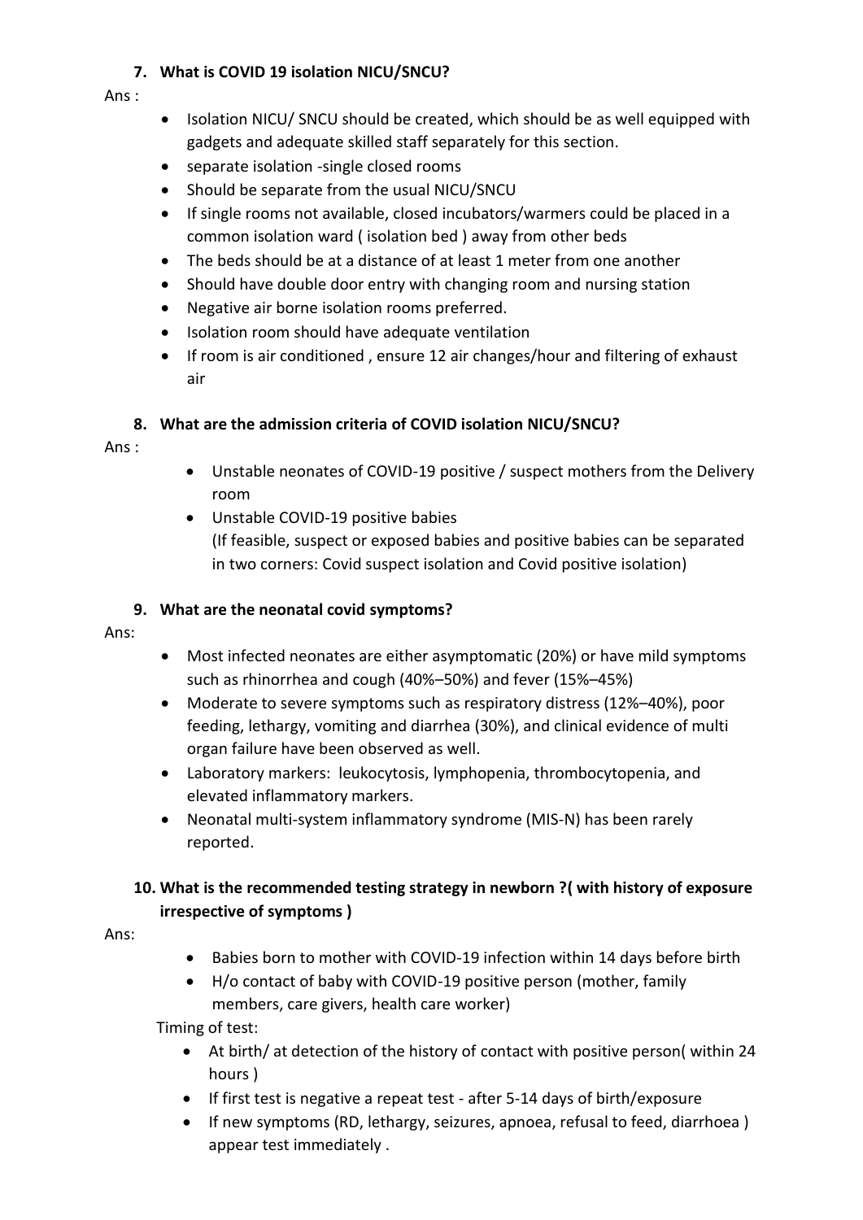### 7. What is COVID 19 isolation NICU/SNCU?

Ans :

- Isolation NICU/ SNCU should be created, which should be as well equipped with gadgets and adequate skilled staff separately for this section.
- separate isolation -single closed rooms
- Should be separate from the usual NICU/SNCU
- If single rooms not available, closed incubators/warmers could be placed in a common isolation ward ( isolation bed ) away from other beds
- The beds should be at a distance of at least 1 meter from one another
- Should have double door entry with changing room and nursing station
- Negative air borne isolation rooms preferred.
- Isolation room should have adequate ventilation
- If room is air conditioned , ensure 12 air changes/hour and filtering of exhaust air

### 8. What are the admission criteria of COVID isolation NICU/SNCU?

Ans :

- Unstable neonates of COVID-19 positive / suspect mothers from the Delivery room
- Unstable COVID-19 positive babies
  (If feasible, suspect or exposed babies and positive babies can be separated in two corners: Covid suspect isolation and Covid positive isolation)

### 9. What are the neonatal covid symptoms?

Ans:

- Most infected neonates are either asymptomatic (20%) or have mild symptoms such as rhinorrhea and cough (40%–50%) and fever (15%–45%)
- Moderate to severe symptoms such as respiratory distress (12%–40%), poor feeding, lethargy, vomiting and diarrhea (30%), and clinical evidence of multi organ failure have been observed as well.
- Laboratory markers: leukocytosis, lymphopenia, thrombocytopenia, and elevated inflammatory markers.
- Neonatal multi-system inflammatory syndrome (MIS-N) has been rarely reported.

### 10. What is the recommended testing strategy in newborn ?( with history of exposure irrespective of symptoms )

Ans:

- Babies born to mother with COVID-19 infection within 14 days before birth
- H/o contact of baby with COVID-19 positive person (mother, family members, care givers, health care worker)

Timing of test:

- At birth/ at detection of the history of contact with positive person( within 24 hours )
- If first test is negative a repeat test - after 5-14 days of birth/exposure
- If new symptoms (RD, lethargy, seizures, apnoea, refusal to feed, diarrhoea ) appear test immediately .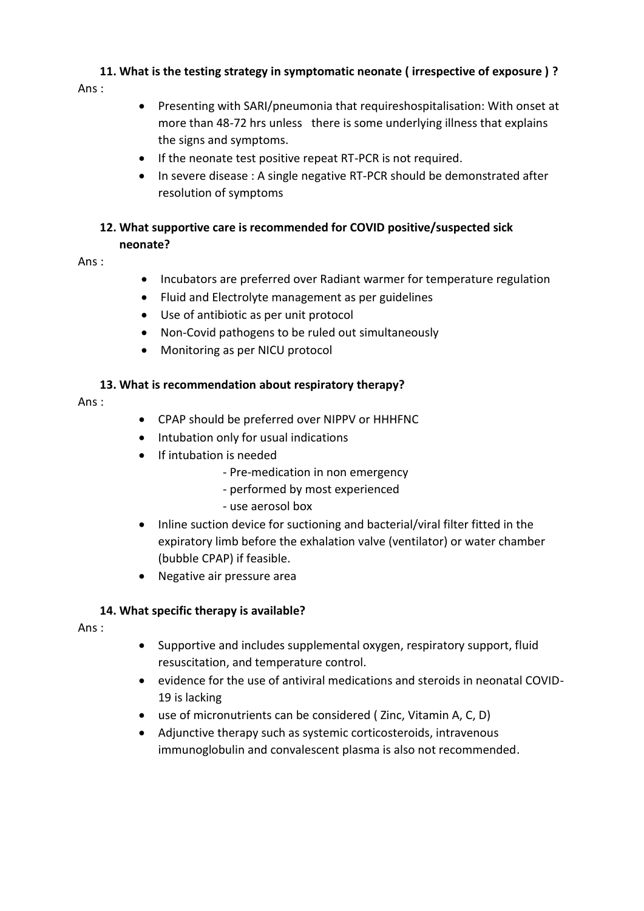**11. What is the testing strategy in symptomatic neonate ( irrespective of exposure ) ?**

Ans :

- Presenting with SARI/pneumonia that requireshospitalisation: With onset at more than 48-72 hrs unless there is some underlying illness that explains the signs and symptoms.
- If the neonate test positive repeat RT-PCR is not required.
- In severe disease : A single negative RT-PCR should be demonstrated after resolution of symptoms

**12. What supportive care is recommended for COVID positive/suspected sick neonate?**

Ans :

- Incubators are preferred over Radiant warmer for temperature regulation
- Fluid and Electrolyte management as per guidelines
- Use of antibiotic as per unit protocol
- Non-Covid pathogens to be ruled out simultaneously
- Monitoring as per NICU protocol

**13. What is recommendation about respiratory therapy?**

Ans :

- CPAP should be preferred over NIPPV or HHHFNC
- Intubation only for usual indications
- If intubation is needed
  - Pre-medication in non emergency
  - performed by most experienced
  - use aerosol box
- Inline suction device for suctioning and bacterial/viral filter fitted in the expiratory limb before the exhalation valve (ventilator) or water chamber (bubble CPAP) if feasible.
- Negative air pressure area

**14. What specific therapy is available?**

Ans :

- Supportive and includes supplemental oxygen, respiratory support, fluid resuscitation, and temperature control.
- evidence for the use of antiviral medications and steroids in neonatal COVID-19 is lacking
- use of micronutrients can be considered ( Zinc, Vitamin A, C, D)
- Adjunctive therapy such as systemic corticosteroids, intravenous immunoglobulin and convalescent plasma is also not recommended.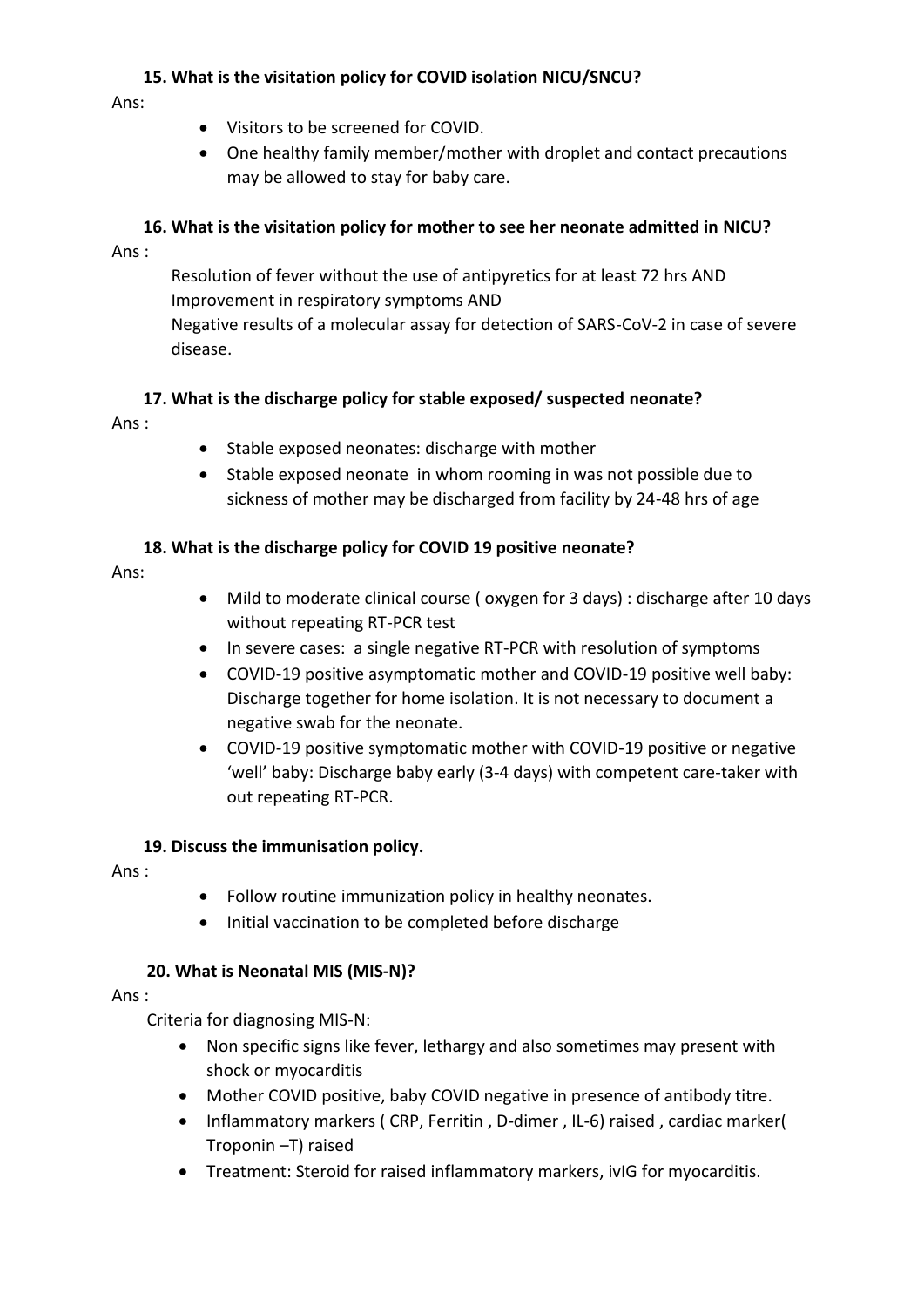### 15. What is the visitation policy for COVID isolation NICU/SNCU?

Ans:

- Visitors to be screened for COVID.
- One healthy family member/mother with droplet and contact precautions may be allowed to stay for baby care.

### 16. What is the visitation policy for mother to see her neonate admitted in NICU?

Ans :

Resolution of fever without the use of antipyretics for at least 72 hrs AND
Improvement in respiratory symptoms AND
Negative results of a molecular assay for detection of SARS-CoV-2 in case of severe disease.

### 17. What is the discharge policy for stable exposed/ suspected neonate?

Ans :

- Stable exposed neonates: discharge with mother
- Stable exposed neonate in whom rooming in was not possible due to sickness of mother may be discharged from facility by 24-48 hrs of age

### 18. What is the discharge policy for COVID 19 positive neonate?

Ans:

- Mild to moderate clinical course ( oxygen for 3 days) : discharge after 10 days without repeating RT-PCR test
- In severe cases: a single negative RT-PCR with resolution of symptoms
- COVID-19 positive asymptomatic mother and COVID-19 positive well baby: Discharge together for home isolation. It is not necessary to document a negative swab for the neonate.
- COVID-19 positive symptomatic mother with COVID-19 positive or negative 'well' baby: Discharge baby early (3-4 days) with competent care-taker with out repeating RT-PCR.

### 19. Discuss the immunisation policy.

Ans :

- Follow routine immunization policy in healthy neonates.
- Initial vaccination to be completed before discharge

### 20. What is Neonatal MIS (MIS-N)?

Ans :

Criteria for diagnosing MIS-N:

- Non specific signs like fever, lethargy and also sometimes may present with shock or myocarditis
- Mother COVID positive, baby COVID negative in presence of antibody titre.
- Inflammatory markers ( CRP, Ferritin , D-dimer , IL-6) raised , cardiac marker( Troponin –T) raised
- Treatment: Steroid for raised inflammatory markers, ivIG for myocarditis.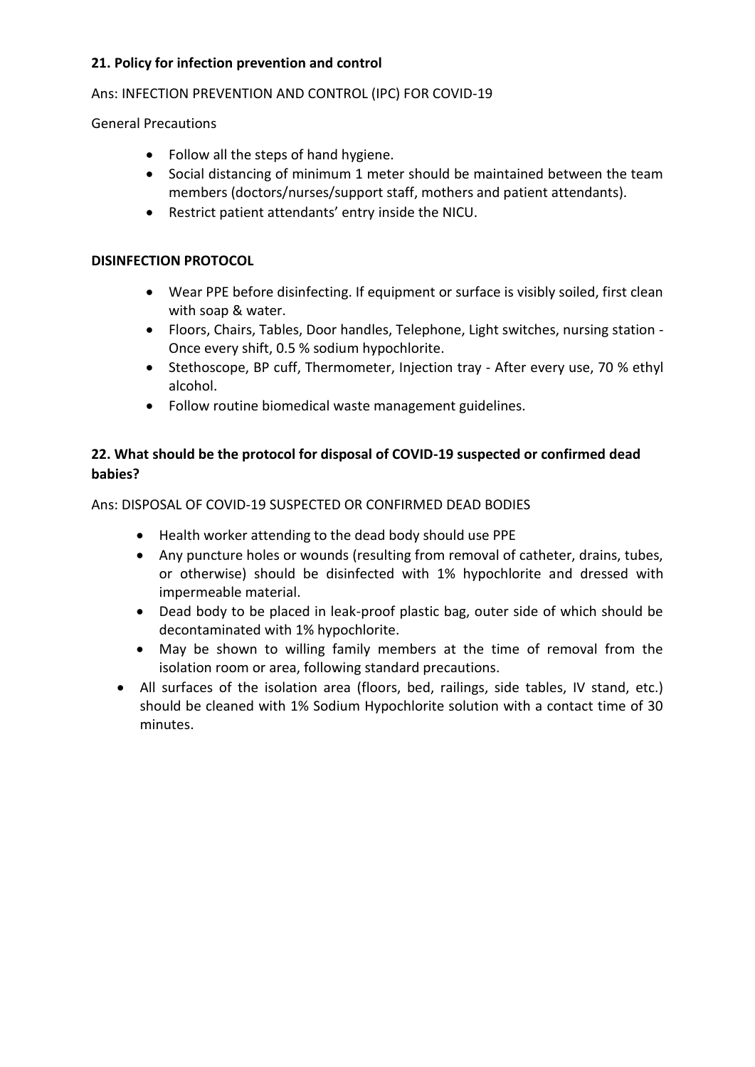**21. Policy for infection prevention and control**

Ans: INFECTION PREVENTION AND CONTROL (IPC) FOR COVID-19

General Precautions

- Follow all the steps of hand hygiene.
- Social distancing of minimum 1 meter should be maintained between the team members (doctors/nurses/support staff, mothers and patient attendants).
- Restrict patient attendants' entry inside the NICU.

**DISINFECTION PROTOCOL**

- Wear PPE before disinfecting. If equipment or surface is visibly soiled, first clean with soap & water.
- Floors, Chairs, Tables, Door handles, Telephone, Light switches, nursing station - Once every shift, 0.5 % sodium hypochlorite.
- Stethoscope, BP cuff, Thermometer, Injection tray - After every use, 70 % ethyl alcohol.
- Follow routine biomedical waste management guidelines.

**22. What should be the protocol for disposal of COVID-19 suspected or confirmed dead babies?**

Ans: DISPOSAL OF COVID-19 SUSPECTED OR CONFIRMED DEAD BODIES

- Health worker attending to the dead body should use PPE
- Any puncture holes or wounds (resulting from removal of catheter, drains, tubes, or otherwise) should be disinfected with 1% hypochlorite and dressed with impermeable material.
- Dead body to be placed in leak-proof plastic bag, outer side of which should be decontaminated with 1% hypochlorite.
- May be shown to willing family members at the time of removal from the isolation room or area, following standard precautions.
- All surfaces of the isolation area (floors, bed, railings, side tables, IV stand, etc.) should be cleaned with 1% Sodium Hypochlorite solution with a contact time of 30 minutes.